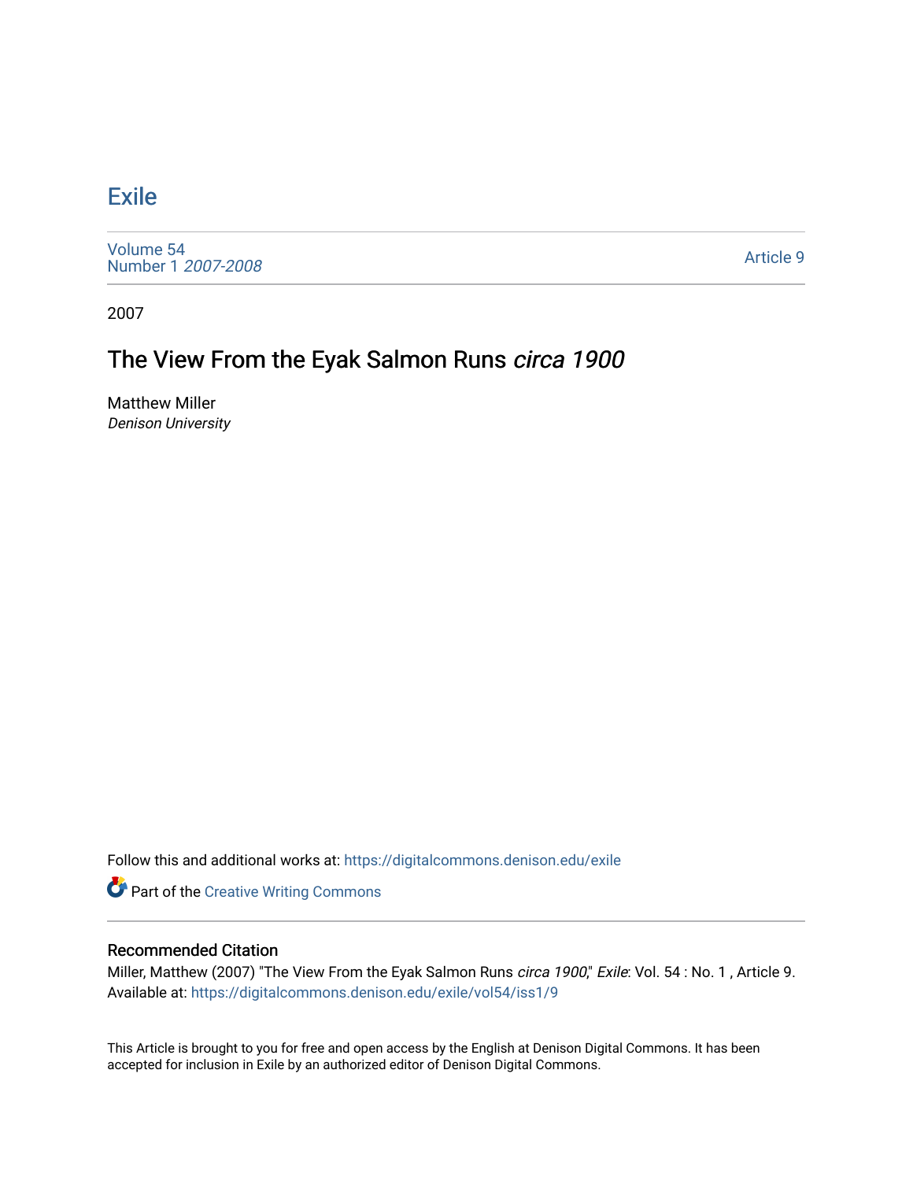# Exile

Volume 54
Number 1 *2007-2008*

Article 9

2007

## The View From the Eyak Salmon Runs *circa 1900*

Matthew Miller
*Denison University*

Follow this and additional works at: https://digitalcommons.denison.edu/exile

Part of the Creative Writing Commons

### Recommended Citation

Miller, Matthew (2007) "The View From the Eyak Salmon Runs *circa 1900*," *Exile*: Vol. 54 : No. 1 , Article 9.
Available at: https://digitalcommons.denison.edu/exile/vol54/iss1/9

This Article is brought to you for free and open access by the English at Denison Digital Commons. It has been accepted for inclusion in Exile by an authorized editor of Denison Digital Commons.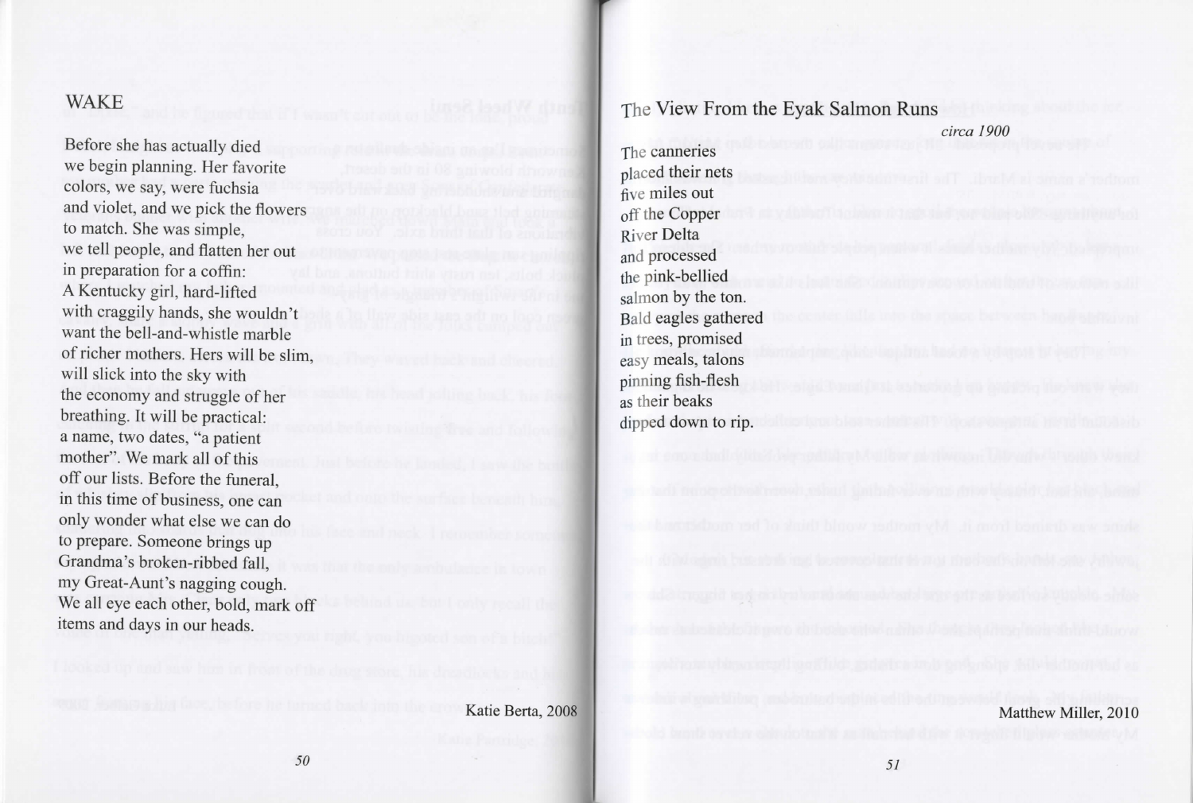# WAKE

Before she has actually died
we begin planning. Her favorite
colors, we say, were fuchsia
and violet, and we pick the flowers
to match. She was simple,
we tell people, and flatten her out
in preparation for a coffin:
A Kentucky girl, hard-lifted
with craggily hands, she wouldn't
want the bell-and-whistle marble
of richer mothers. Hers will be slim,
will slick into the sky with
the economy and struggle of her
breathing. It will be practical:
a name, two dates, "a patient
mother". We mark all of this
off our lists. Before the funeral,
in this time of business, one can
only wonder what else we can do
to prepare. Someone brings up
Grandma's broken-ribbed fall,
my Great-Aunt's nagging cough.
We all eye each other, bold, mark off
items and days in our heads.

Katie Berta, 2008

# The View From the Eyak Salmon Runs

*circa 1900*

The canneries
placed their nets
five miles out
off the Copper
River Delta
and processed
the pink-bellied
salmon by the ton.
Bald eagles gathered
in trees, promised
easy meals, talons
pinning fish-flesh
as their beaks
dipped down to rip.

Matthew Miller, 2010